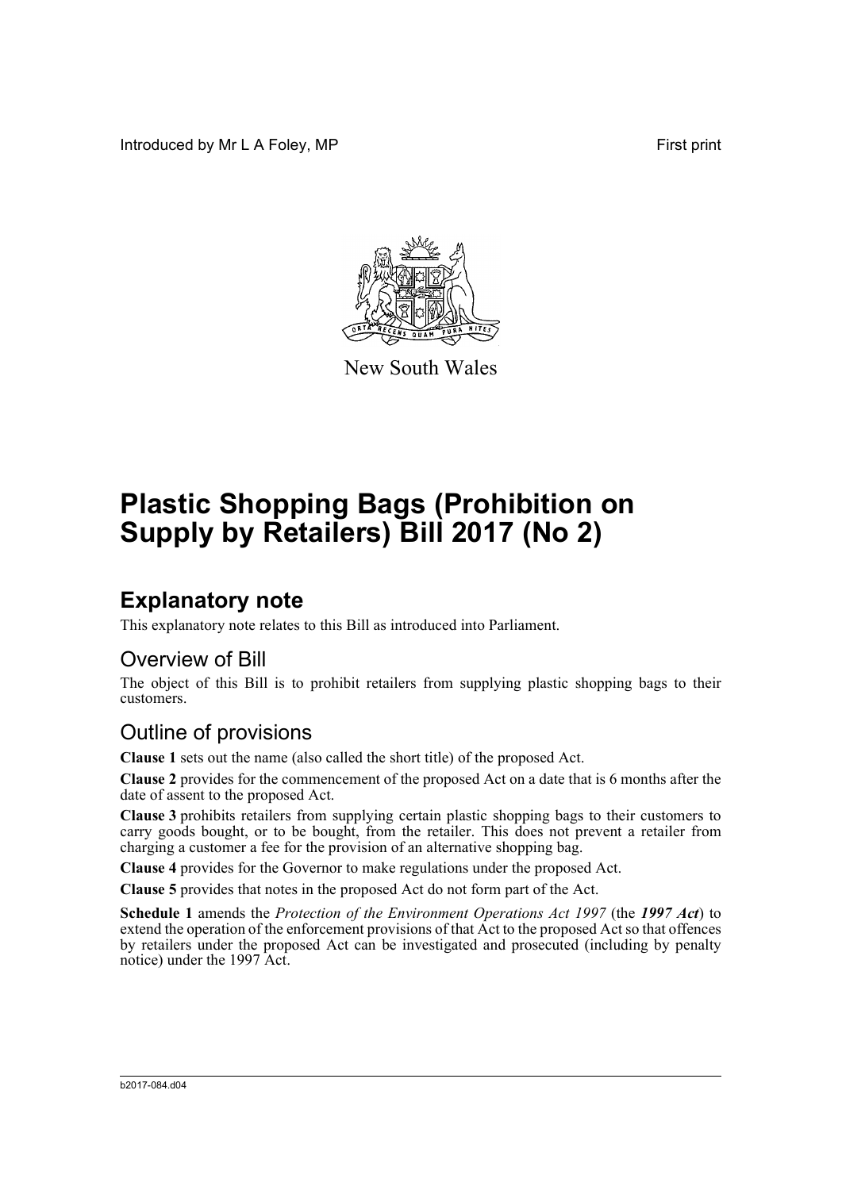Introduced by Mr L A Foley, MP First print

New South Wales

# Plastic Shopping Bags (Prohibition on Supply by Retailers) Bill 2017 (No 2)

## Explanatory note

This explanatory note relates to this Bill as introduced into Parliament.

### Overview of Bill

The object of this Bill is to prohibit retailers from supplying plastic shopping bags to their customers.

### Outline of provisions

**Clause 1** sets out the name (also called the short title) of the proposed Act.

**Clause 2** provides for the commencement of the proposed Act on a date that is 6 months after the date of assent to the proposed Act.

**Clause 3** prohibits retailers from supplying certain plastic shopping bags to their customers to carry goods bought, or to be bought, from the retailer. This does not prevent a retailer from charging a customer a fee for the provision of an alternative shopping bag.

**Clause 4** provides for the Governor to make regulations under the proposed Act.

**Clause 5** provides that notes in the proposed Act do not form part of the Act.

**Schedule 1** amends the *Protection of the Environment Operations Act 1997* (the ***1997 Act***) to extend the operation of the enforcement provisions of that Act to the proposed Act so that offences by retailers under the proposed Act can be investigated and prosecuted (including by penalty notice) under the 1997 Act.

b2017-084.d04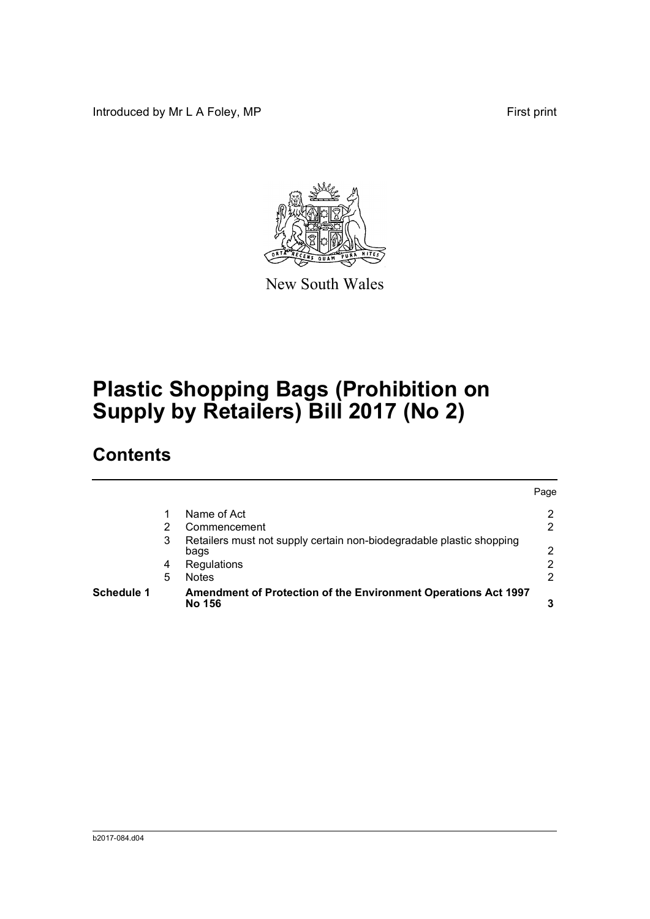Introduced by Mr L A Foley, MP

First print

New South Wales

# Plastic Shopping Bags (Prohibition on Supply by Retailers) Bill 2017 (No 2)

## Contents

| | | | Page |
|---|---|---|---|
| | 1 | Name of Act | 2 |
| | 2 | Commencement | 2 |
| | 3 | Retailers must not supply certain non-biodegradable plastic shopping bags | 2 |
| | 4 | Regulations | 2 |
| | 5 | Notes | 2 |
| **Schedule 1** | | **Amendment of Protection of the Environment Operations Act 1997 No 156** | **3** |

b2017-084.d04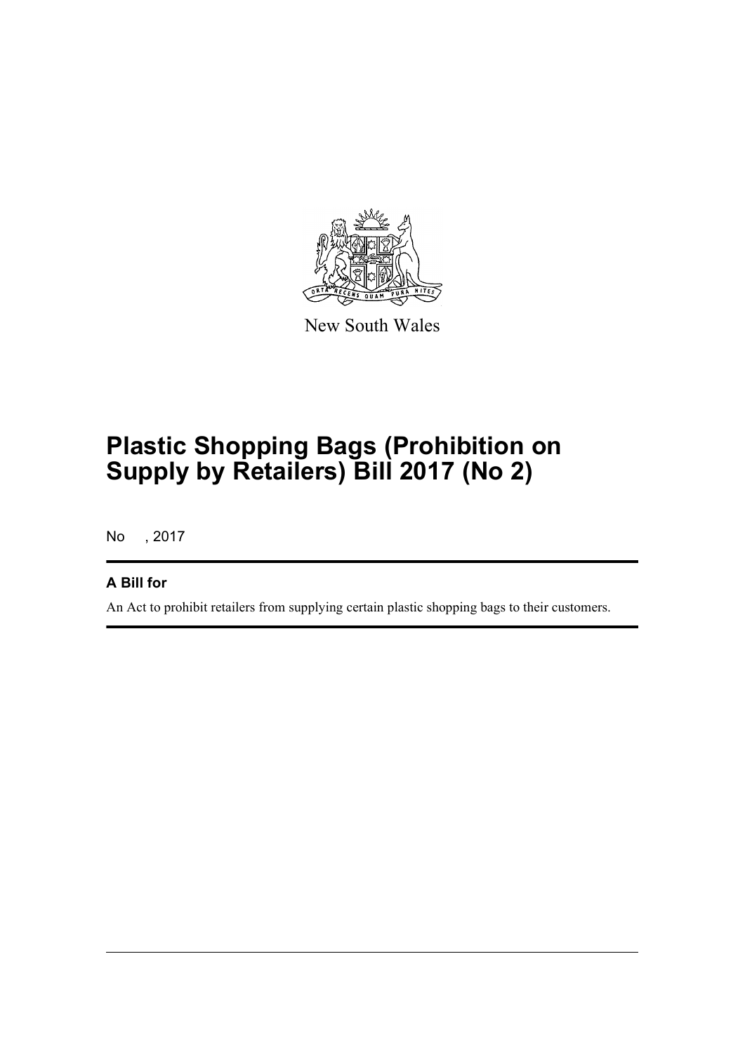New South Wales

# Plastic Shopping Bags (Prohibition on Supply by Retailers) Bill 2017 (No 2)

No , 2017

### A Bill for

An Act to prohibit retailers from supplying certain plastic shopping bags to their customers.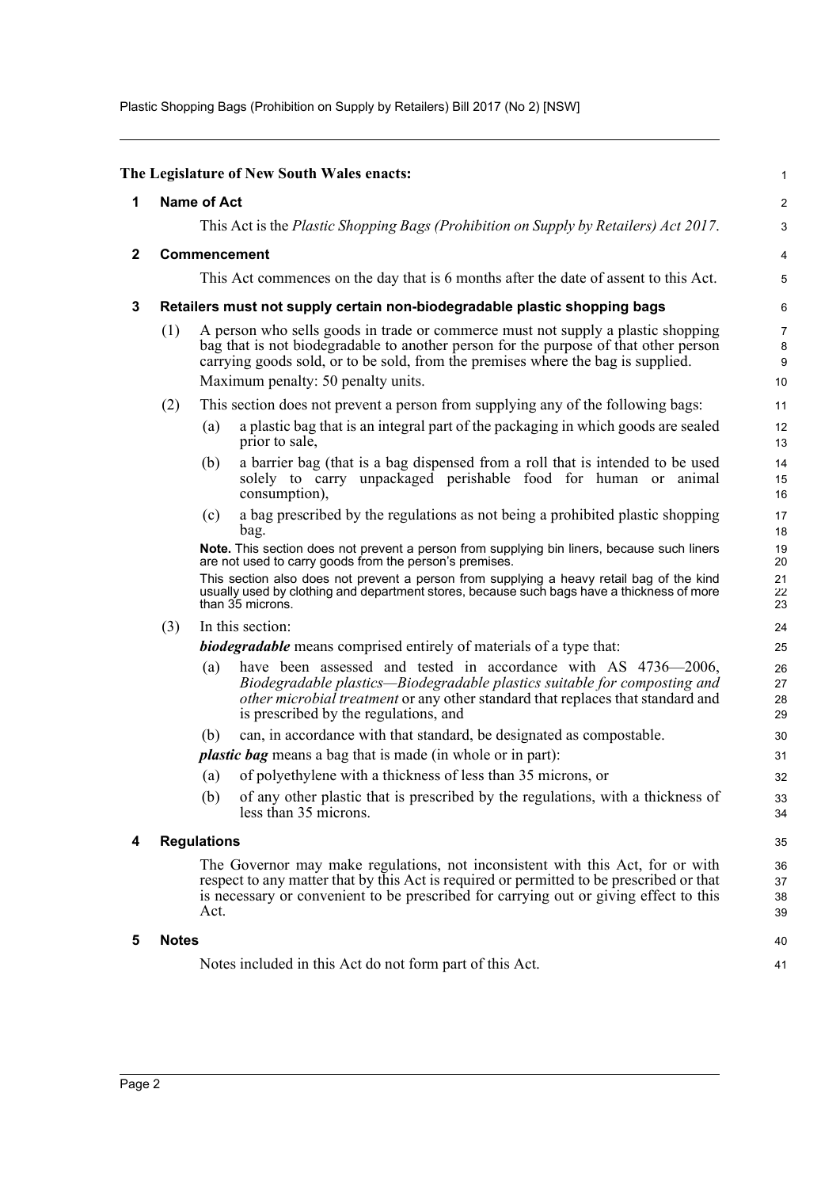The Legislature of New South Wales enacts:

## 1 Name of Act

This Act is the *Plastic Shopping Bags (Prohibition on Supply by Retailers) Act 2017*.

## 2 Commencement

This Act commences on the day that is 6 months after the date of assent to this Act.

## 3 Retailers must not supply certain non-biodegradable plastic shopping bags

(1) A person who sells goods in trade or commerce must not supply a plastic shopping bag that is not biodegradable to another person for the purpose of that other person carrying goods sold, or to be sold, from the premises where the bag is supplied.

Maximum penalty: 50 penalty units.

(2) This section does not prevent a person from supplying any of the following bags:

- (a) a plastic bag that is an integral part of the packaging in which goods are sealed prior to sale,
- (b) a barrier bag (that is a bag dispensed from a roll that is intended to be used solely to carry unpackaged perishable food for human or animal consumption),
- (c) a bag prescribed by the regulations as not being a prohibited plastic shopping bag.

**Note.** This section does not prevent a person from supplying bin liners, because such liners are not used to carry goods from the person's premises.

This section also does not prevent a person from supplying a heavy retail bag of the kind usually used by clothing and department stores, because such bags have a thickness of more than 35 microns.

(3) In this section:

***biodegradable*** means comprised entirely of materials of a type that:

- (a) have been assessed and tested in accordance with AS 4736—2006, *Biodegradable plastics—Biodegradable plastics suitable for composting and other microbial treatment* or any other standard that replaces that standard and is prescribed by the regulations, and
- (b) can, in accordance with that standard, be designated as compostable.

***plastic bag*** means a bag that is made (in whole or in part):

- (a) of polyethylene with a thickness of less than 35 microns, or
- (b) of any other plastic that is prescribed by the regulations, with a thickness of less than 35 microns.

## 4 Regulations

The Governor may make regulations, not inconsistent with this Act, for or with respect to any matter that by this Act is required or permitted to be prescribed or that is necessary or convenient to be prescribed for carrying out or giving effect to this Act.

## 5 Notes

Notes included in this Act do not form part of this Act.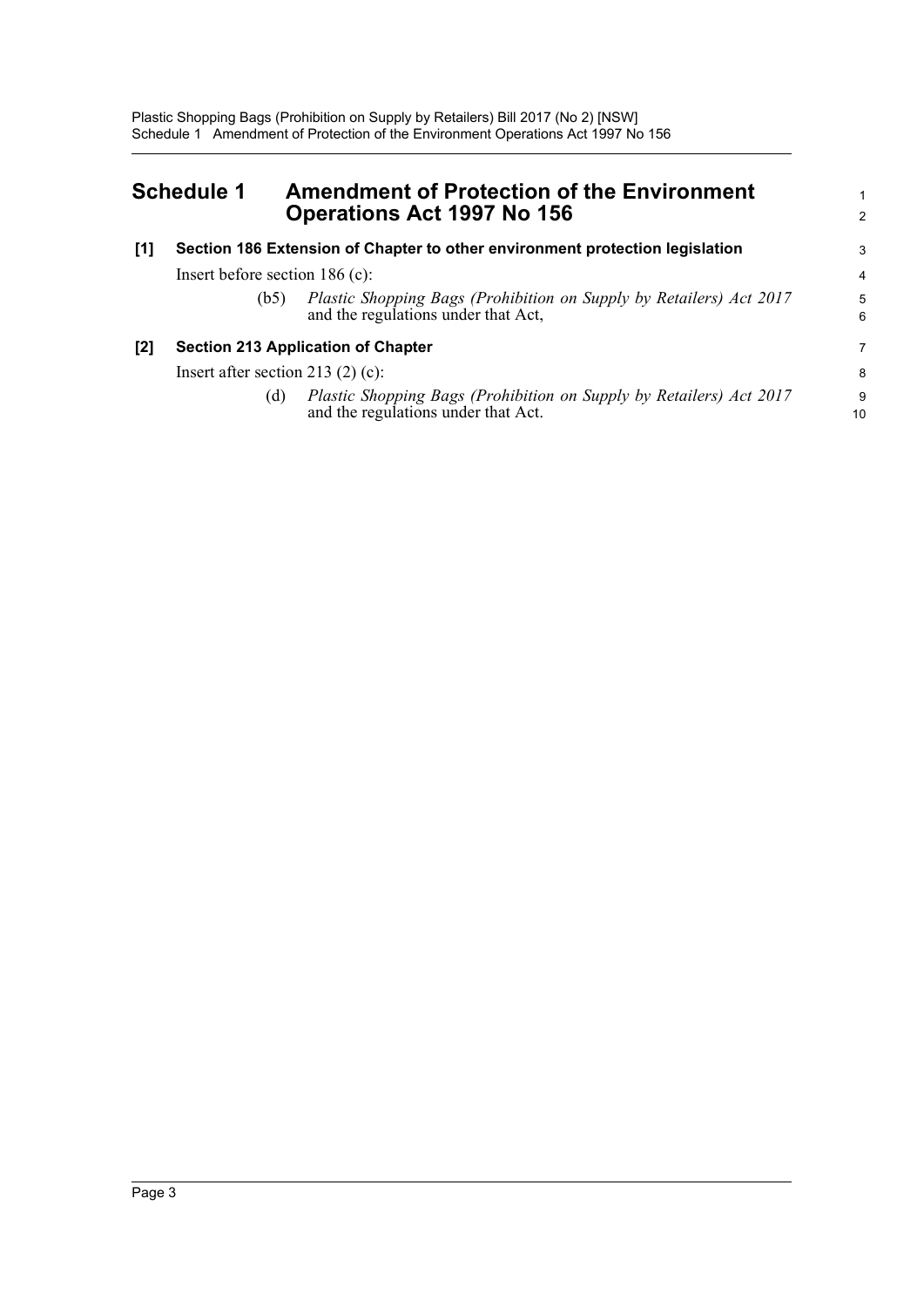## Schedule 1 Amendment of Protection of the Environment Operations Act 1997 No 156

**[1] Section 186 Extension of Chapter to other environment protection legislation**

Insert before section 186 (c):

(b5) *Plastic Shopping Bags (Prohibition on Supply by Retailers) Act 2017* and the regulations under that Act,

**[2] Section 213 Application of Chapter**

Insert after section 213 (2) (c):

(d) *Plastic Shopping Bags (Prohibition on Supply by Retailers) Act 2017* and the regulations under that Act.